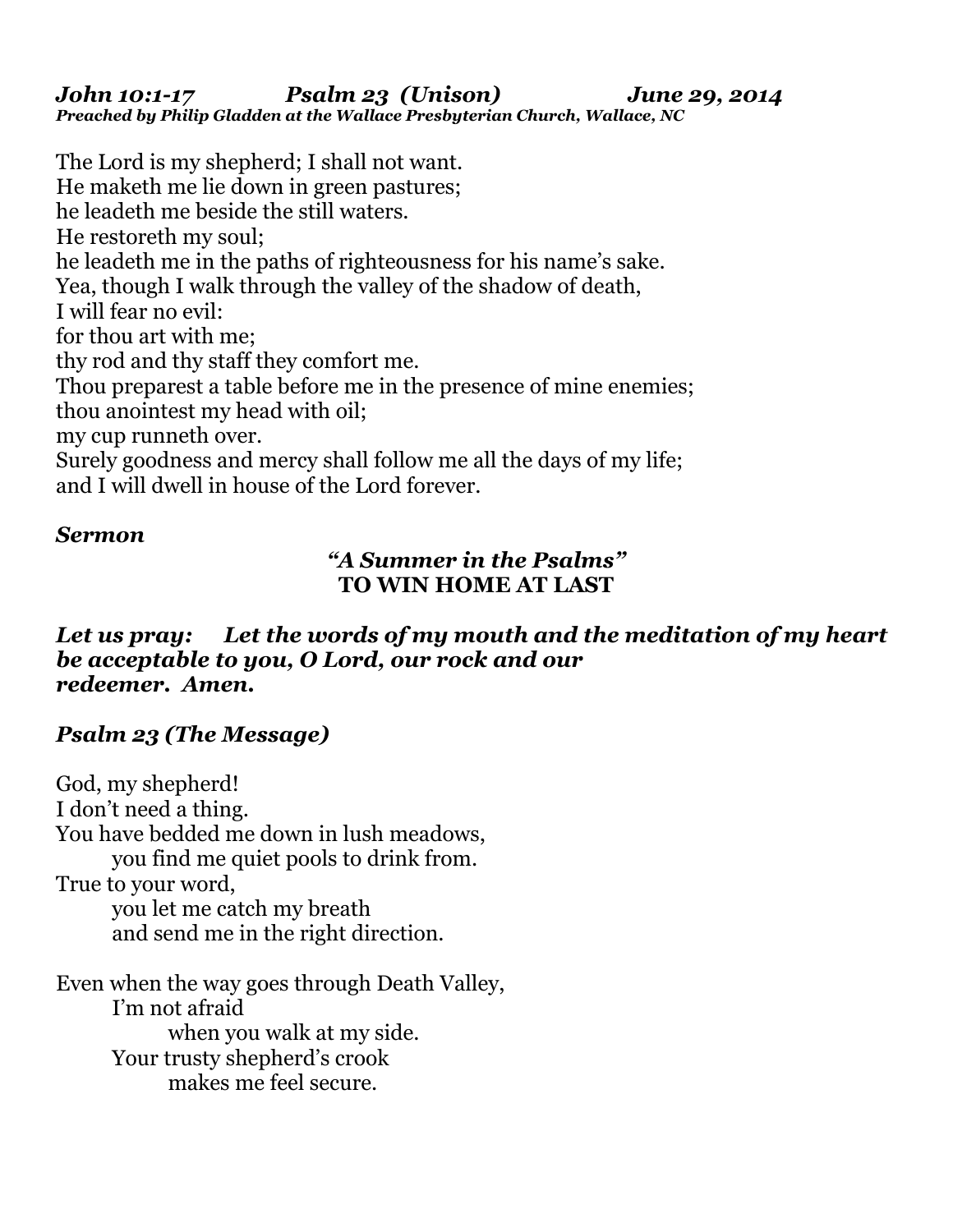***John 10:1-17 Psalm 23 (Unison) June 29, 2014***
***Preached by Philip Gladden at the Wallace Presbyterian Church, Wallace, NC***

The Lord is my shepherd; I shall not want.
He maketh me lie down in green pastures;
he leadeth me beside the still waters.
He restoreth my soul;
he leadeth me in the paths of righteousness for his name's sake.
Yea, though I walk through the valley of the shadow of death,
I will fear no evil:
for thou art with me;
thy rod and thy staff they comfort me.
Thou preparest a table before me in the presence of mine enemies;
thou anointest my head with oil;
my cup runneth over.
Surely goodness and mercy shall follow me all the days of my life;
and I will dwell in house of the Lord forever.

***Sermon***

***"A Summer in the Psalms"***
**TO WIN HOME AT LAST**

***Let us pray: Let the words of my mouth and the meditation of my heart be acceptable to you, O Lord, our rock and our redeemer. Amen.***

***Psalm 23 (The Message)***

God, my shepherd!
I don't need a thing.
You have bedded me down in lush meadows,
    you find me quiet pools to drink from.
True to your word,
    you let me catch my breath
    and send me in the right direction.

Even when the way goes through Death Valley,
    I'm not afraid
        when you walk at my side.
    Your trusty shepherd's crook
        makes me feel secure.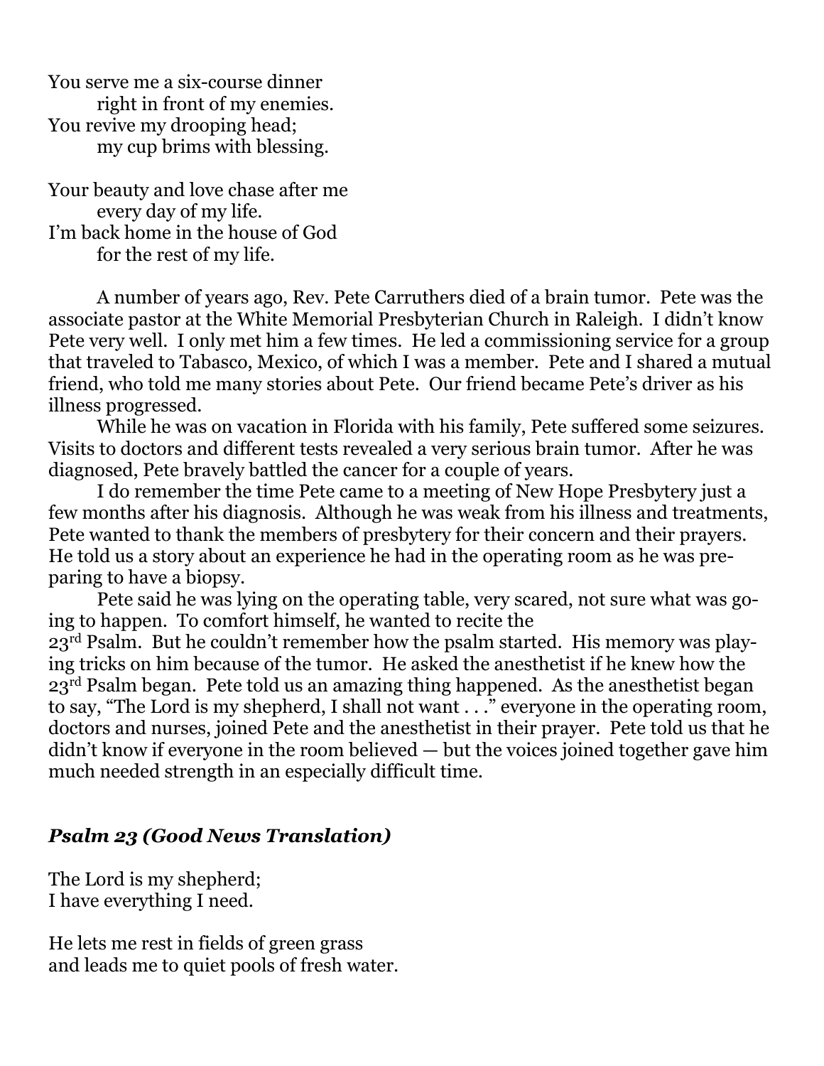You serve me a six-course dinner
    right in front of my enemies.
You revive my drooping head;
    my cup brims with blessing.

Your beauty and love chase after me
    every day of my life.
I'm back home in the house of God
    for the rest of my life.

A number of years ago, Rev. Pete Carruthers died of a brain tumor. Pete was the associate pastor at the White Memorial Presbyterian Church in Raleigh. I didn't know Pete very well. I only met him a few times. He led a commissioning service for a group that traveled to Tabasco, Mexico, of which I was a member. Pete and I shared a mutual friend, who told me many stories about Pete. Our friend became Pete's driver as his illness progressed.

While he was on vacation in Florida with his family, Pete suffered some seizures. Visits to doctors and different tests revealed a very serious brain tumor. After he was diagnosed, Pete bravely battled the cancer for a couple of years.

I do remember the time Pete came to a meeting of New Hope Presbytery just a few months after his diagnosis. Although he was weak from his illness and treatments, Pete wanted to thank the members of presbytery for their concern and their prayers. He told us a story about an experience he had in the operating room as he was preparing to have a biopsy.

Pete said he was lying on the operating table, very scared, not sure what was going to happen. To comfort himself, he wanted to recite the 23rd Psalm. But he couldn't remember how the psalm started. His memory was playing tricks on him because of the tumor. He asked the anesthetist if he knew how the 23rd Psalm began. Pete told us an amazing thing happened. As the anesthetist began to say, "The Lord is my shepherd, I shall not want . . ." everyone in the operating room, doctors and nurses, joined Pete and the anesthetist in their prayer. Pete told us that he didn't know if everyone in the room believed — but the voices joined together gave him much needed strength in an especially difficult time.

### *Psalm 23 (Good News Translation)*

The Lord is my shepherd;
I have everything I need.

He lets me rest in fields of green grass
and leads me to quiet pools of fresh water.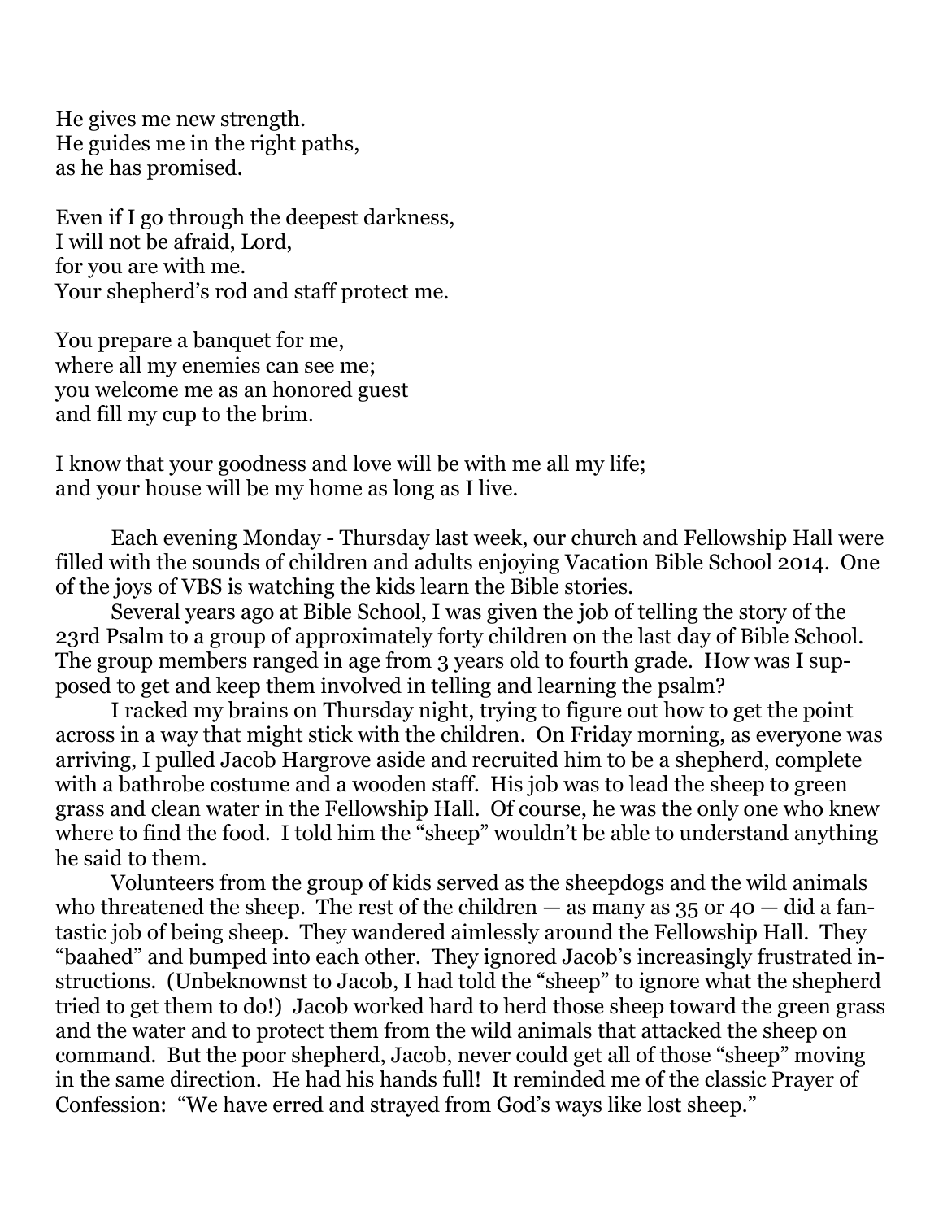He gives me new strength.
He guides me in the right paths,
as he has promised.

Even if I go through the deepest darkness,
I will not be afraid, Lord,
for you are with me.
Your shepherd's rod and staff protect me.

You prepare a banquet for me,
where all my enemies can see me;
you welcome me as an honored guest
and fill my cup to the brim.

I know that your goodness and love will be with me all my life;
and your house will be my home as long as I live.

Each evening Monday - Thursday last week, our church and Fellowship Hall were filled with the sounds of children and adults enjoying Vacation Bible School 2014. One of the joys of VBS is watching the kids learn the Bible stories.

Several years ago at Bible School, I was given the job of telling the story of the 23rd Psalm to a group of approximately forty children on the last day of Bible School. The group members ranged in age from 3 years old to fourth grade. How was I supposed to get and keep them involved in telling and learning the psalm?

I racked my brains on Thursday night, trying to figure out how to get the point across in a way that might stick with the children. On Friday morning, as everyone was arriving, I pulled Jacob Hargrove aside and recruited him to be a shepherd, complete with a bathrobe costume and a wooden staff. His job was to lead the sheep to green grass and clean water in the Fellowship Hall. Of course, he was the only one who knew where to find the food. I told him the "sheep" wouldn't be able to understand anything he said to them.

Volunteers from the group of kids served as the sheepdogs and the wild animals who threatened the sheep. The rest of the children — as many as 35 or 40 — did a fantastic job of being sheep. They wandered aimlessly around the Fellowship Hall. They "baahed" and bumped into each other. They ignored Jacob's increasingly frustrated instructions. (Unbeknownst to Jacob, I had told the "sheep" to ignore what the shepherd tried to get them to do!) Jacob worked hard to herd those sheep toward the green grass and the water and to protect them from the wild animals that attacked the sheep on command. But the poor shepherd, Jacob, never could get all of those "sheep" moving in the same direction. He had his hands full! It reminded me of the classic Prayer of Confession: "We have erred and strayed from God's ways like lost sheep."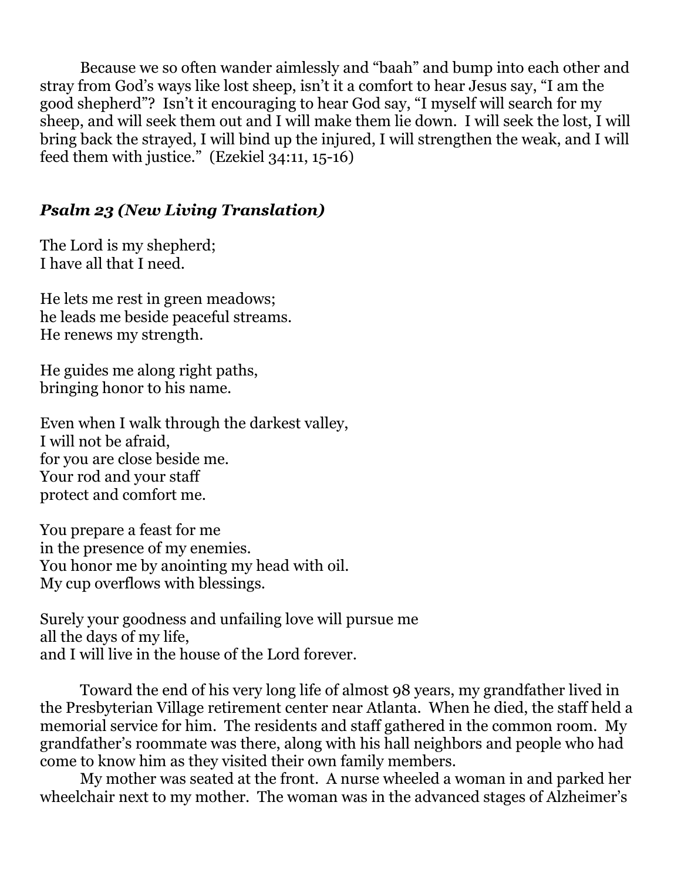Because we so often wander aimlessly and "baah" and bump into each other and stray from God's ways like lost sheep, isn't it a comfort to hear Jesus say, "I am the good shepherd"? Isn't it encouraging to hear God say, "I myself will search for my sheep, and will seek them out and I will make them lie down. I will seek the lost, I will bring back the strayed, I will bind up the injured, I will strengthen the weak, and I will feed them with justice." (Ezekiel 34:11, 15-16)

### *Psalm 23 (New Living Translation)*

The Lord is my shepherd;
I have all that I need.

He lets me rest in green meadows;
he leads me beside peaceful streams.
He renews my strength.

He guides me along right paths,
bringing honor to his name.

Even when I walk through the darkest valley,
I will not be afraid,
for you are close beside me.
Your rod and your staff
protect and comfort me.

You prepare a feast for me
in the presence of my enemies.
You honor me by anointing my head with oil.
My cup overflows with blessings.

Surely your goodness and unfailing love will pursue me
all the days of my life,
and I will live in the house of the Lord forever.

Toward the end of his very long life of almost 98 years, my grandfather lived in the Presbyterian Village retirement center near Atlanta. When he died, the staff held a memorial service for him. The residents and staff gathered in the common room. My grandfather's roommate was there, along with his hall neighbors and people who had come to know him as they visited their own family members.

My mother was seated at the front. A nurse wheeled a woman in and parked her wheelchair next to my mother. The woman was in the advanced stages of Alzheimer's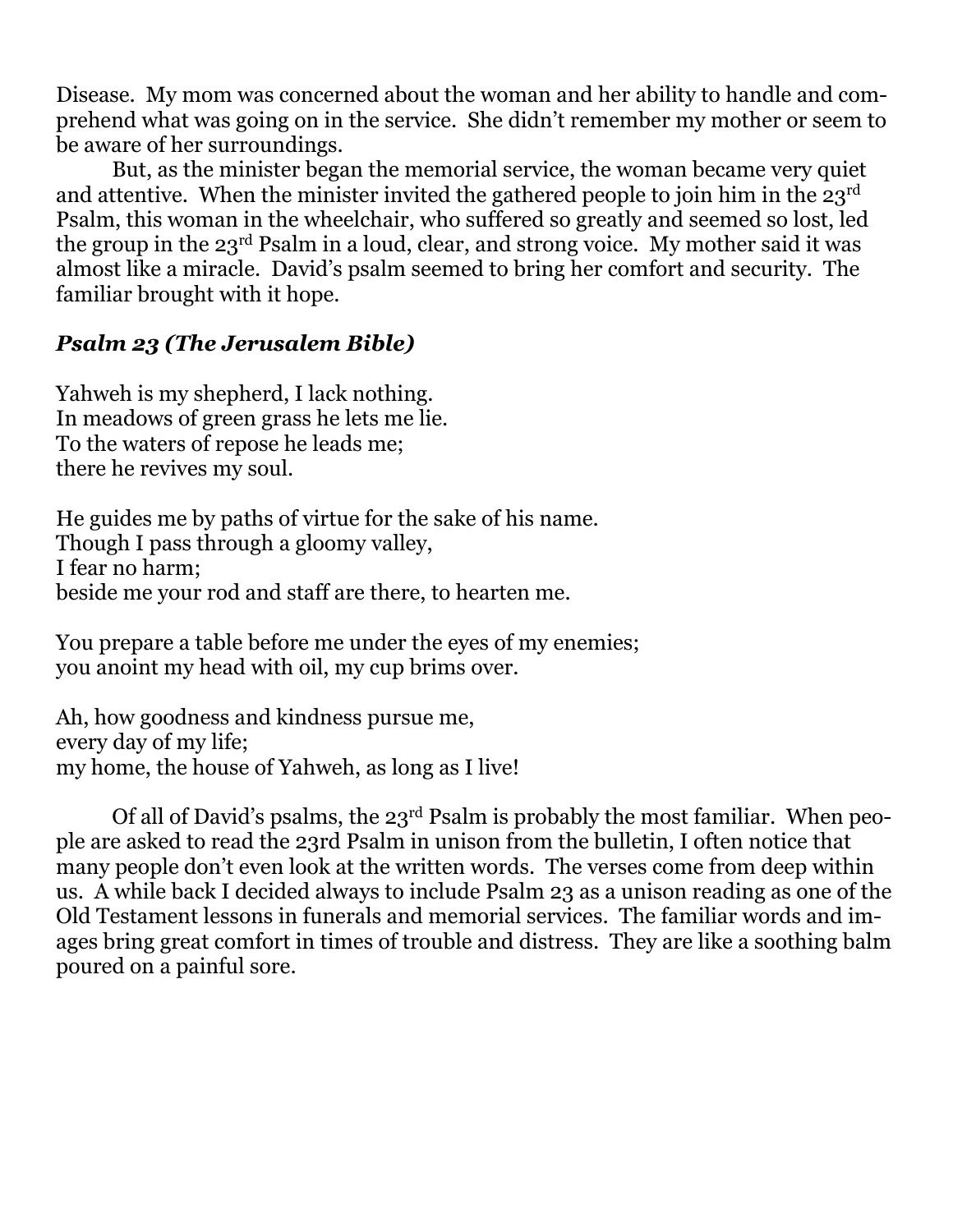Disease. My mom was concerned about the woman and her ability to handle and comprehend what was going on in the service. She didn't remember my mother or seem to be aware of her surroundings.

But, as the minister began the memorial service, the woman became very quiet and attentive. When the minister invited the gathered people to join him in the 23rd Psalm, this woman in the wheelchair, who suffered so greatly and seemed so lost, led the group in the 23rd Psalm in a loud, clear, and strong voice. My mother said it was almost like a miracle. David's psalm seemed to bring her comfort and security. The familiar brought with it hope.

### *Psalm 23 (The Jerusalem Bible)*

Yahweh is my shepherd, I lack nothing.
In meadows of green grass he lets me lie.
To the waters of repose he leads me;
there he revives my soul.

He guides me by paths of virtue for the sake of his name.
Though I pass through a gloomy valley,
I fear no harm;
beside me your rod and staff are there, to hearten me.

You prepare a table before me under the eyes of my enemies;
you anoint my head with oil, my cup brims over.

Ah, how goodness and kindness pursue me,
every day of my life;
my home, the house of Yahweh, as long as I live!

Of all of David's psalms, the 23rd Psalm is probably the most familiar. When people are asked to read the 23rd Psalm in unison from the bulletin, I often notice that many people don't even look at the written words. The verses come from deep within us. A while back I decided always to include Psalm 23 as a unison reading as one of the Old Testament lessons in funerals and memorial services. The familiar words and images bring great comfort in times of trouble and distress. They are like a soothing balm poured on a painful sore.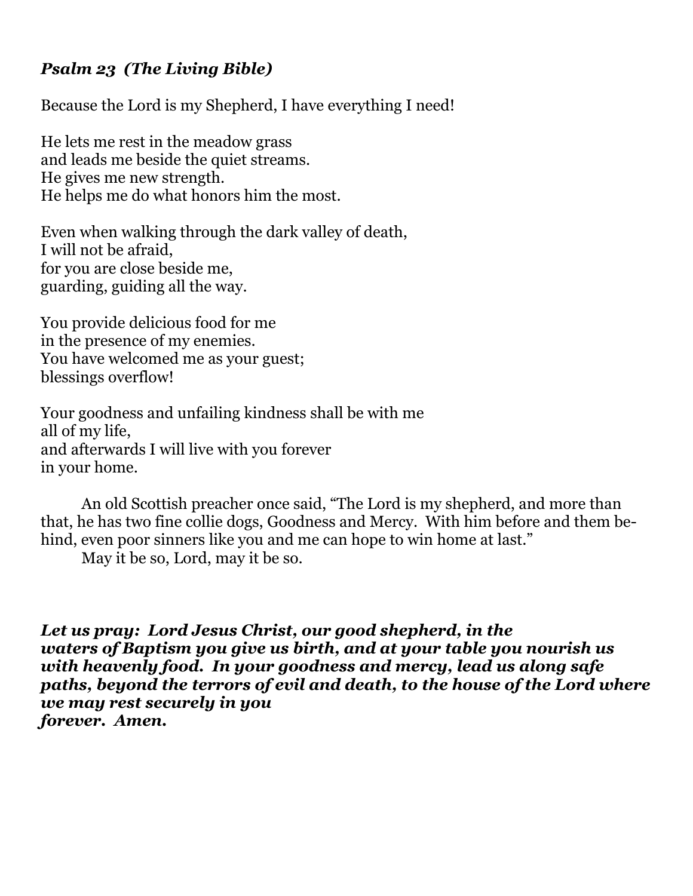***Psalm 23  (The Living Bible)***

Because the Lord is my Shepherd, I have everything I need!

He lets me rest in the meadow grass
and leads me beside the quiet streams.
He gives me new strength.
He helps me do what honors him the most.

Even when walking through the dark valley of death,
I will not be afraid,
for you are close beside me,
guarding, guiding all the way.

You provide delicious food for me
in the presence of my enemies.
You have welcomed me as your guest;
blessings overflow!

Your goodness and unfailing kindness shall be with me
all of my life,
and afterwards I will live with you forever
in your home.

An old Scottish preacher once said, "The Lord is my shepherd, and more than that, he has two fine collie dogs, Goodness and Mercy.  With him before and them behind, even poor sinners like you and me can hope to win home at last."
May it be so, Lord, may it be so.

***Let us pray:  Lord Jesus Christ, our good shepherd, in the waters of Baptism you give us birth, and at your table you nourish us with heavenly food.  In your goodness and mercy, lead us along safe paths, beyond the terrors of evil and death, to the house of the Lord where we may rest securely in you forever.  Amen.***